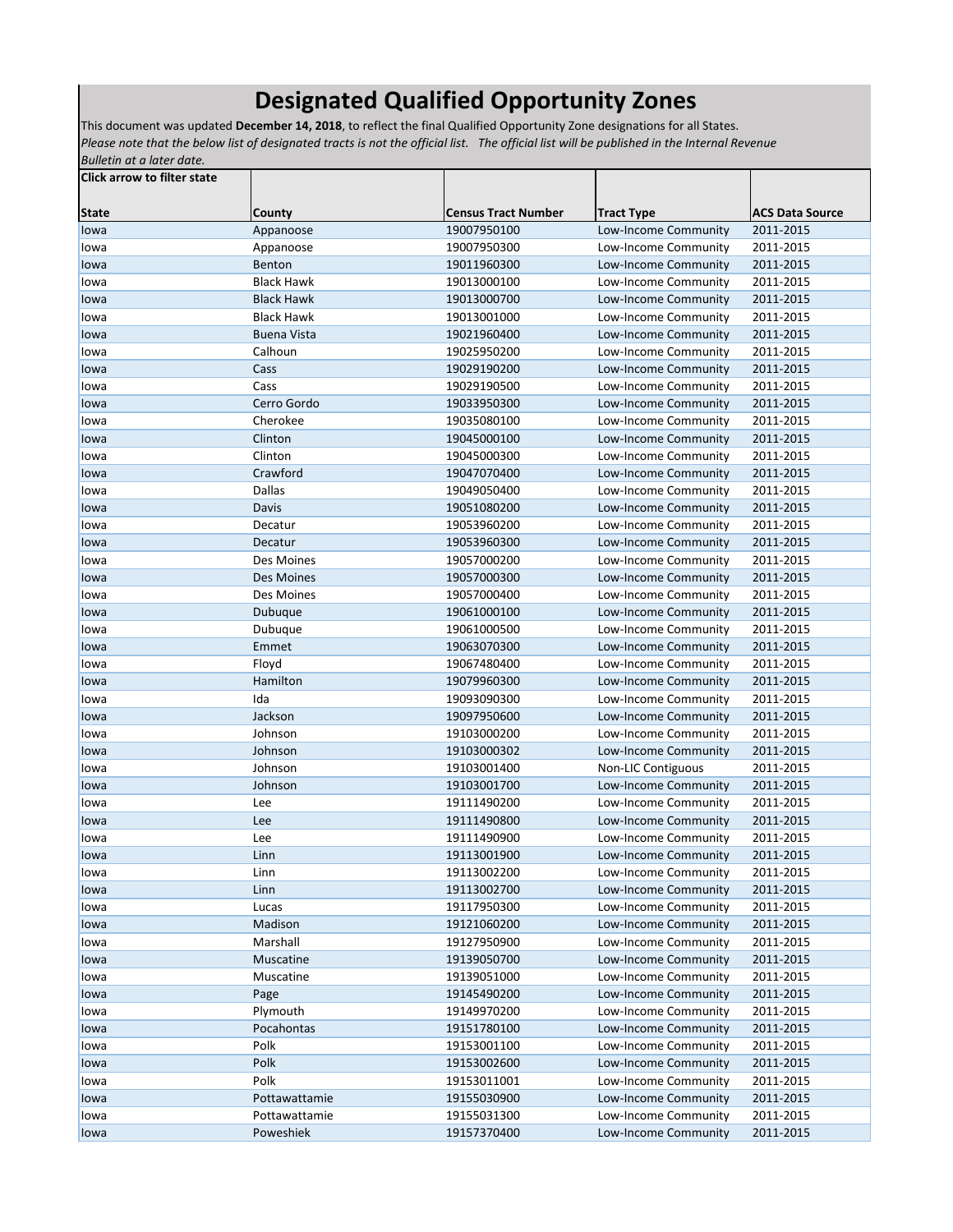# Designated Qualified Opportunity Zones

This document was updated **December 14, 2018**, to reflect the final Qualified Opportunity Zone designations for all States.
*Please note that the below list of designated tracts is not the official list. The official list will be published in the Internal Revenue Bulletin at a later date.*

| Click arrow to filter state<br><br>State | County | Census Tract Number | Tract Type | ACS Data Source |
|---|---|---|---|---|
| Iowa | Appanoose | 19007950100 | Low-Income Community | 2011-2015 |
| Iowa | Appanoose | 19007950300 | Low-Income Community | 2011-2015 |
| Iowa | Benton | 19011960300 | Low-Income Community | 2011-2015 |
| Iowa | Black Hawk | 19013000100 | Low-Income Community | 2011-2015 |
| Iowa | Black Hawk | 19013000700 | Low-Income Community | 2011-2015 |
| Iowa | Black Hawk | 19013001000 | Low-Income Community | 2011-2015 |
| Iowa | Buena Vista | 19021960400 | Low-Income Community | 2011-2015 |
| Iowa | Calhoun | 19025950200 | Low-Income Community | 2011-2015 |
| Iowa | Cass | 19029190200 | Low-Income Community | 2011-2015 |
| Iowa | Cass | 19029190500 | Low-Income Community | 2011-2015 |
| Iowa | Cerro Gordo | 19033950300 | Low-Income Community | 2011-2015 |
| Iowa | Cherokee | 19035080100 | Low-Income Community | 2011-2015 |
| Iowa | Clinton | 19045000100 | Low-Income Community | 2011-2015 |
| Iowa | Clinton | 19045000300 | Low-Income Community | 2011-2015 |
| Iowa | Crawford | 19047070400 | Low-Income Community | 2011-2015 |
| Iowa | Dallas | 19049050400 | Low-Income Community | 2011-2015 |
| Iowa | Davis | 19051080200 | Low-Income Community | 2011-2015 |
| Iowa | Decatur | 19053960200 | Low-Income Community | 2011-2015 |
| Iowa | Decatur | 19053960300 | Low-Income Community | 2011-2015 |
| Iowa | Des Moines | 19057000200 | Low-Income Community | 2011-2015 |
| Iowa | Des Moines | 19057000300 | Low-Income Community | 2011-2015 |
| Iowa | Des Moines | 19057000400 | Low-Income Community | 2011-2015 |
| Iowa | Dubuque | 19061000100 | Low-Income Community | 2011-2015 |
| Iowa | Dubuque | 19061000500 | Low-Income Community | 2011-2015 |
| Iowa | Emmet | 19063070300 | Low-Income Community | 2011-2015 |
| Iowa | Floyd | 19067480400 | Low-Income Community | 2011-2015 |
| Iowa | Hamilton | 19079960300 | Low-Income Community | 2011-2015 |
| Iowa | Ida | 19093090300 | Low-Income Community | 2011-2015 |
| Iowa | Jackson | 19097950600 | Low-Income Community | 2011-2015 |
| Iowa | Johnson | 19103000200 | Low-Income Community | 2011-2015 |
| Iowa | Johnson | 19103000302 | Low-Income Community | 2011-2015 |
| Iowa | Johnson | 19103001400 | Non-LIC Contiguous | 2011-2015 |
| Iowa | Johnson | 19103001700 | Low-Income Community | 2011-2015 |
| Iowa | Lee | 19111490200 | Low-Income Community | 2011-2015 |
| Iowa | Lee | 19111490800 | Low-Income Community | 2011-2015 |
| Iowa | Lee | 19111490900 | Low-Income Community | 2011-2015 |
| Iowa | Linn | 19113001900 | Low-Income Community | 2011-2015 |
| Iowa | Linn | 19113002200 | Low-Income Community | 2011-2015 |
| Iowa | Linn | 19113002700 | Low-Income Community | 2011-2015 |
| Iowa | Lucas | 19117950300 | Low-Income Community | 2011-2015 |
| Iowa | Madison | 19121060200 | Low-Income Community | 2011-2015 |
| Iowa | Marshall | 19127950900 | Low-Income Community | 2011-2015 |
| Iowa | Muscatine | 19139050700 | Low-Income Community | 2011-2015 |
| Iowa | Muscatine | 19139051000 | Low-Income Community | 2011-2015 |
| Iowa | Page | 19145490200 | Low-Income Community | 2011-2015 |
| Iowa | Plymouth | 19149970200 | Low-Income Community | 2011-2015 |
| Iowa | Pocahontas | 19151780100 | Low-Income Community | 2011-2015 |
| Iowa | Polk | 19153001100 | Low-Income Community | 2011-2015 |
| Iowa | Polk | 19153002600 | Low-Income Community | 2011-2015 |
| Iowa | Polk | 19153011001 | Low-Income Community | 2011-2015 |
| Iowa | Pottawattamie | 19155030900 | Low-Income Community | 2011-2015 |
| Iowa | Pottawattamie | 19155031300 | Low-Income Community | 2011-2015 |
| Iowa | Poweshiek | 19157370400 | Low-Income Community | 2011-2015 |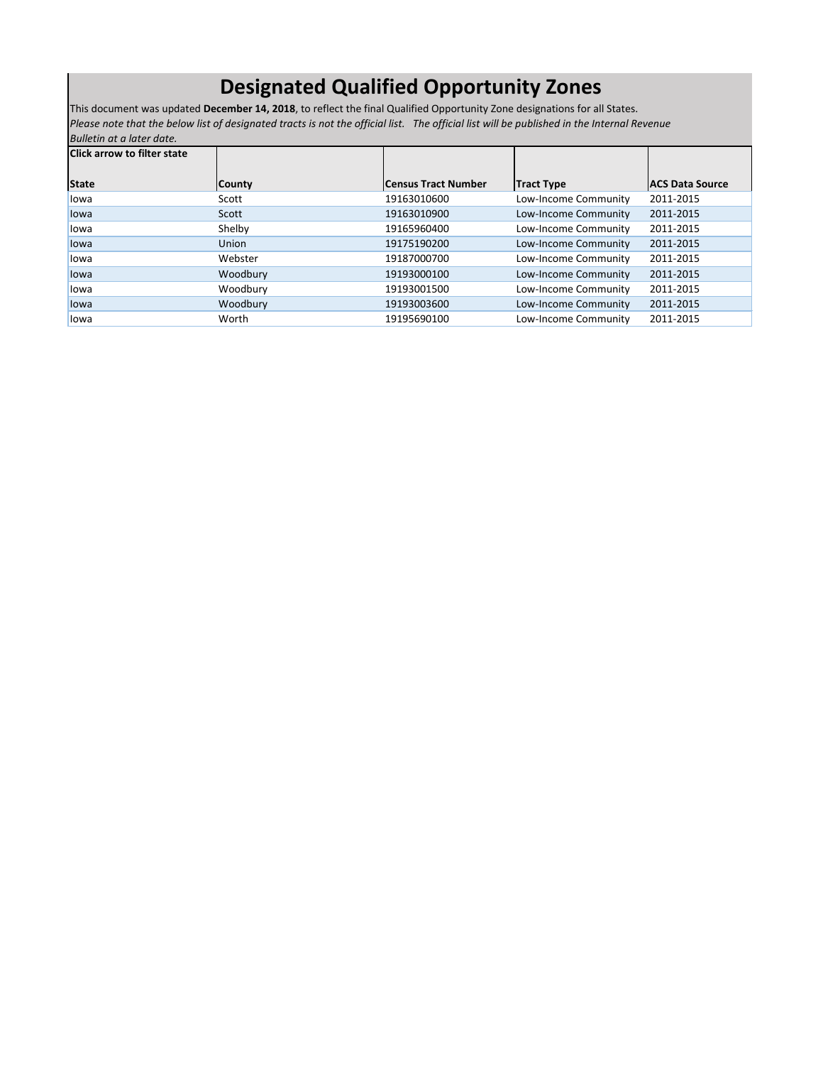# Designated Qualified Opportunity Zones

This document was updated **December 14, 2018**, to reflect the final Qualified Opportunity Zone designations for all States.

*Please note that the below list of designated tracts is not the official list. The official list will be published in the Internal Revenue Bulletin at a later date.*

**Click arrow to filter state**

| State | County | Census Tract Number | Tract Type | ACS Data Source |
|---|---|---|---|---|
| Iowa | Scott | 19163010600 | Low-Income Community | 2011-2015 |
| Iowa | Scott | 19163010900 | Low-Income Community | 2011-2015 |
| Iowa | Shelby | 19165960400 | Low-Income Community | 2011-2015 |
| Iowa | Union | 19175190200 | Low-Income Community | 2011-2015 |
| Iowa | Webster | 19187000700 | Low-Income Community | 2011-2015 |
| Iowa | Woodbury | 19193000100 | Low-Income Community | 2011-2015 |
| Iowa | Woodbury | 19193001500 | Low-Income Community | 2011-2015 |
| Iowa | Woodbury | 19193003600 | Low-Income Community | 2011-2015 |
| Iowa | Worth | 19195690100 | Low-Income Community | 2011-2015 |